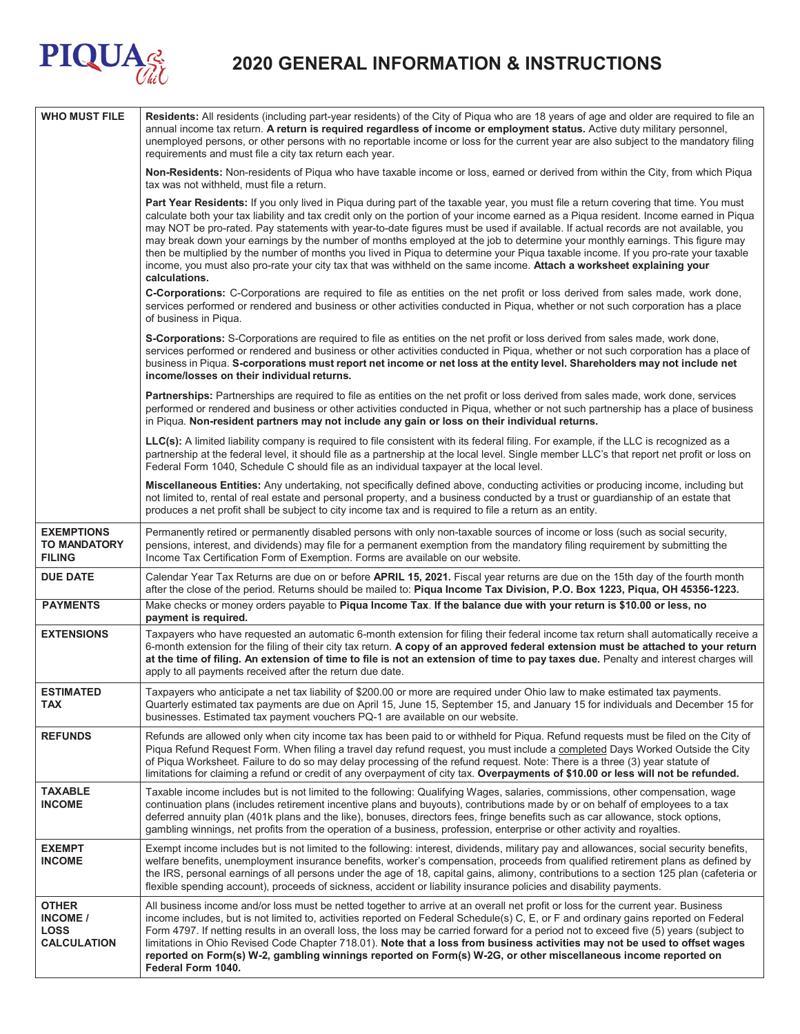# 2020 GENERAL INFORMATION & INSTRUCTIONS

| | |
|---|---|
| **WHO MUST FILE** | **Residents:** All residents (including part-year residents) of the City of Piqua who are 18 years of age and older are required to file an annual income tax return. **A return is required regardless of income or employment status.** Active duty military personnel, unemployed persons, or other persons with no reportable income or loss for the current year are also subject to the mandatory filing requirements and must file a city tax return each year.<br><br>**Non-Residents:** Non-residents of Piqua who have taxable income or loss, earned or derived from within the City, from which Piqua tax was not withheld, must file a return.<br><br>**Part Year Residents:** If you only lived in Piqua during part of the taxable year, you must file a return covering that time. You must calculate both your tax liability and tax credit only on the portion of your income earned as a Piqua resident. Income earned in Piqua may NOT be pro-rated. Pay statements with year-to-date figures must be used if available. If actual records are not available, you may break down your earnings by the number of months employed at the job to determine your monthly earnings. This figure may then be multiplied by the number of months you lived in Piqua to determine your Piqua taxable income. If you pro-rate your taxable income, you must also pro-rate your city tax that was withheld on the same income. **Attach a worksheet explaining your calculations.**<br><br>**C-Corporations:** C-Corporations are required to file as entities on the net profit or loss derived from sales made, work done, services performed or rendered and business or other activities conducted in Piqua, whether or not such corporation has a place of business in Piqua.<br><br>**S-Corporations:** S-Corporations are required to file as entities on the net profit or loss derived from sales made, work done, services performed or rendered and business or other activities conducted in Piqua, whether or not such corporation has a place of business in Piqua. **S-corporations must report net income or net loss at the entity level. Shareholders may not include net income/losses on their individual returns.**<br><br>**Partnerships:** Partnerships are required to file as entities on the net profit or loss derived from sales made, work done, services performed or rendered and business or other activities conducted in Piqua, whether or not such partnership has a place of business in Piqua. **Non-resident partners may not include any gain or loss on their individual returns.**<br><br>**LLC(s):** A limited liability company is required to file consistent with its federal filing. For example, if the LLC is recognized as a partnership at the federal level, it should file as a partnership at the local level. Single member LLC's that report net profit or loss on Federal Form 1040, Schedule C should file as an individual taxpayer at the local level.<br><br>**Miscellaneous Entities:** Any undertaking, not specifically defined above, conducting activities or producing income, including but not limited to, rental of real estate and personal property, and a business conducted by a trust or guardianship of an estate that produces a net profit shall be subject to city income tax and is required to file a return as an entity. |
| **EXEMPTIONS TO MANDATORY FILING** | Permanently retired or permanently disabled persons with only non-taxable sources of income or loss (such as social security, pensions, interest, and dividends) may file for a permanent exemption from the mandatory filing requirement by submitting the Income Tax Certification Form of Exemption. Forms are available on our website. |
| **DUE DATE** | Calendar Year Tax Returns are due on or before **APRIL 15, 2021.** Fiscal year returns are due on the 15th day of the fourth month after the close of the period. Returns should be mailed to: **Piqua Income Tax Division, P.O. Box 1223, Piqua, OH 45356-1223.** |
| **PAYMENTS** | Make checks or money orders payable to **Piqua Income Tax**. **If the balance due with your return is $10.00 or less, no payment is required.** |
| **EXTENSIONS** | Taxpayers who have requested an automatic 6-month extension for filing their federal income tax return shall automatically receive a 6-month extension for the filing of their city tax return. **A copy of an approved federal extension must be attached to your return at the time of filing. An extension of time to file is not an extension of time to pay taxes due.** Penalty and interest charges will apply to all payments received after the return due date. |
| **ESTIMATED TAX** | Taxpayers who anticipate a net tax liability of $200.00 or more are required under Ohio law to make estimated tax payments. Quarterly estimated tax payments are due on April 15, June 15, September 15, and January 15 for individuals and December 15 for businesses. Estimated tax payment vouchers PQ-1 are available on our website. |
| **REFUNDS** | Refunds are allowed only when city income tax has been paid to or withheld for Piqua. Refund requests must be filed on the City of Piqua Refund Request Form. When filing a travel day refund request, you must include a completed Days Worked Outside the City of Piqua Worksheet. Failure to do so may delay processing of the refund request. Note: There is a three (3) year statute of limitations for claiming a refund or credit of any overpayment of city tax. **Overpayments of $10.00 or less will not be refunded.** |
| **TAXABLE INCOME** | Taxable income includes but is not limited to the following: Qualifying Wages, salaries, commissions, other compensation, wage continuation plans (includes retirement incentive plans and buyouts), contributions made by or on behalf of employees to a tax deferred annuity plan (401k plans and the like), bonuses, directors fees, fringe benefits such as car allowance, stock options, gambling winnings, net profits from the operation of a business, profession, enterprise or other activity and royalties. |
| **EXEMPT INCOME** | Exempt income includes but is not limited to the following: interest, dividends, military pay and allowances, social security benefits, welfare benefits, unemployment insurance benefits, worker's compensation, proceeds from qualified retirement plans as defined by the IRS, personal earnings of all persons under the age of 18, capital gains, alimony, contributions to a section 125 plan (cafeteria or flexible spending account), proceeds of sickness, accident or liability insurance policies and disability payments. |
| **OTHER INCOME / LOSS CALCULATION** | All business income and/or loss must be netted together to arrive at an overall net profit or loss for the current year. Business income includes, but is not limited to, activities reported on Federal Schedule(s) C, E, or F and ordinary gains reported on Federal Form 4797. If netting results in an overall loss, the loss may be carried forward for a period not to exceed five (5) years (subject to limitations in Ohio Revised Code Chapter 718.01). **Note that a loss from business activities may not be used to offset wages reported on Form(s) W-2, gambling winnings reported on Form(s) W-2G, or other miscellaneous income reported on Federal Form 1040.** |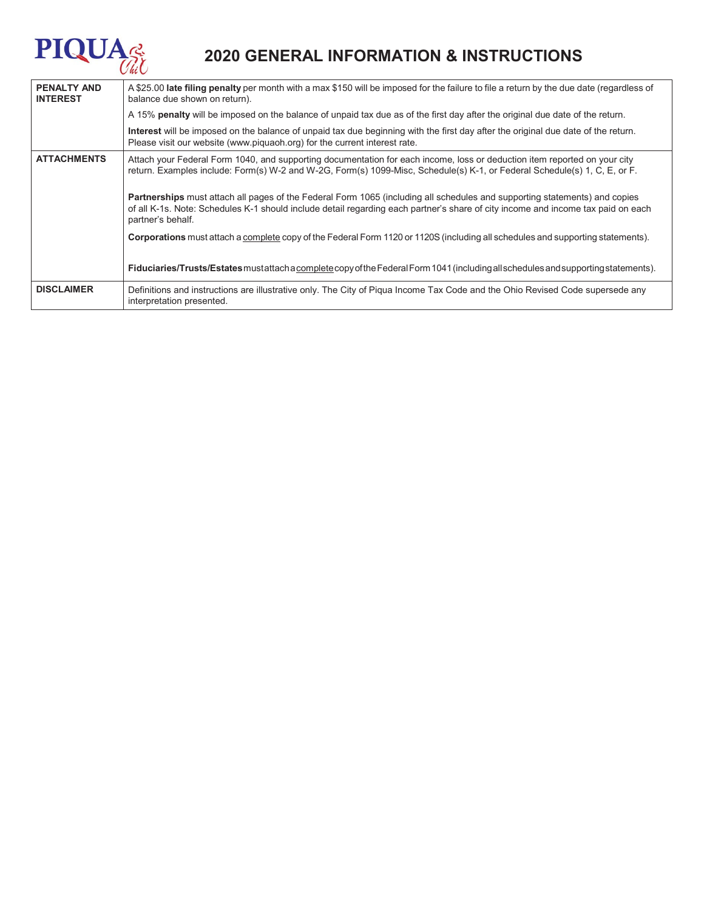# 2020 GENERAL INFORMATION & INSTRUCTIONS

| | |
|---|---|
| **PENALTY AND INTEREST** | A $25.00 **late filing penalty** per month with a max $150 will be imposed for the failure to file a return by the due date (regardless of balance due shown on return).<br><br>A 15% **penalty** will be imposed on the balance of unpaid tax due as of the first day after the original due date of the return.<br><br>**Interest** will be imposed on the balance of unpaid tax due beginning with the first day after the original due date of the return. Please visit our website (www.piquaoh.org) for the current interest rate. |
| **ATTACHMENTS** | Attach your Federal Form 1040, and supporting documentation for each income, loss or deduction item reported on your city return. Examples include: Form(s) W-2 and W-2G, Form(s) 1099-Misc, Schedule(s) K-1, or Federal Schedule(s) 1, C, E, or F.<br><br>**Partnerships** must attach all pages of the Federal Form 1065 (including all schedules and supporting statements) and copies of all K-1s. Note: Schedules K-1 should include detail regarding each partner's share of city income and income tax paid on each partner's behalf.<br><br>**Corporations** must attach a complete copy of the Federal Form 1120 or 1120S (including all schedules and supporting statements).<br><br>**Fiduciaries/Trusts/Estates** must attach a complete copy of the Federal Form 1041 (including all schedules and supporting statements). |
| **DISCLAIMER** | Definitions and instructions are illustrative only. The City of Piqua Income Tax Code and the Ohio Revised Code supersede any interpretation presented. |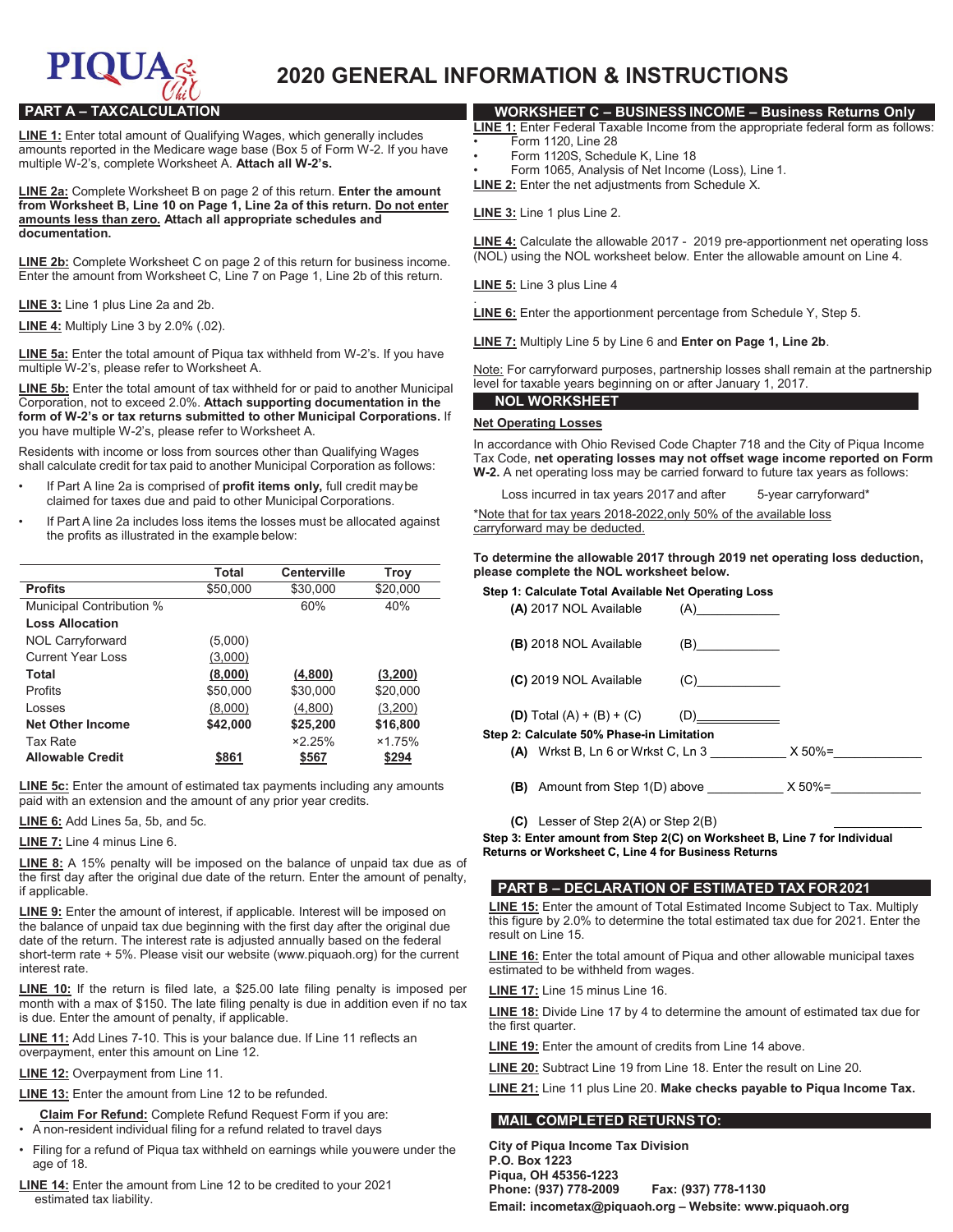# 2020 GENERAL INFORMATION & INSTRUCTIONS

## PART A – TAX CALCULATION

**LINE 1:** Enter total amount of Qualifying Wages, which generally includes amounts reported in the Medicare wage base (Box 5 of Form W-2. If you have multiple W-2's, complete Worksheet A. **Attach all W-2's.**

**LINE 2a:** Complete Worksheet B on page 2 of this return. **Enter the amount from Worksheet B, Line 10 on Page 1, Line 2a of this return. Do not enter amounts less than zero. Attach all appropriate schedules and documentation.**

**LINE 2b:** Complete Worksheet C on page 2 of this return for business income. Enter the amount from Worksheet C, Line 7 on Page 1, Line 2b of this return.

**LINE 3:** Line 1 plus Line 2a and 2b.

**LINE 4:** Multiply Line 3 by 2.0% (.02).

**LINE 5a:** Enter the total amount of Piqua tax withheld from W-2's. If you have multiple W-2's, please refer to Worksheet A.

**LINE 5b:** Enter the total amount of tax withheld for or paid to another Municipal Corporation, not to exceed 2.0%. **Attach supporting documentation in the form of W-2's or tax returns submitted to other Municipal Corporations.** If you have multiple W-2's, please refer to Worksheet A.

Residents with income or loss from sources other than Qualifying Wages shall calculate credit for tax paid to another Municipal Corporation as follows:

- If Part A line 2a is comprised of **profit items only,** full credit may be claimed for taxes due and paid to other Municipal Corporations.
- If Part A line 2a includes loss items the losses must be allocated against the profits as illustrated in the example below:

| | Total | Centerville | Troy |
|---|---|---|---|
| **Profits** | $50,000 | $30,000 | $20,000 |
| Municipal Contribution % | | 60% | 40% |
| **Loss Allocation** | | | |
| NOL Carryforward | (5,000) | | |
| Current Year Loss | (3,000) | | |
| **Total** | **(8,000)** | **(4,800)** | **(3,200)** |
| Profits | $50,000 | $30,000 | $20,000 |
| Losses | (8,000) | (4,800) | (3,200) |
| **Net Other Income** | **$42,000** | **$25,200** | **$16,800** |
| Tax Rate | | ×2.25% | ×1.75% |
| **Allowable Credit** | **$861** | **$567** | **$294** |

**LINE 5c:** Enter the amount of estimated tax payments including any amounts paid with an extension and the amount of any prior year credits.

**LINE 6:** Add Lines 5a, 5b, and 5c.

**LINE 7:** Line 4 minus Line 6.

**LINE 8:** A 15% penalty will be imposed on the balance of unpaid tax due as of the first day after the original due date of the return. Enter the amount of penalty, if applicable.

**LINE 9:** Enter the amount of interest, if applicable. Interest will be imposed on the balance of unpaid tax due beginning with the first day after the original due date of the return. The interest rate is adjusted annually based on the federal short-term rate + 5%. Please visit our website (www.piquaoh.org) for the current interest rate.

**LINE 10:** If the return is filed late, a $25.00 late filing penalty is imposed per month with a max of $150. The late filing penalty is due in addition even if no tax is due. Enter the amount of penalty, if applicable.

**LINE 11:** Add Lines 7-10. This is your balance due. If Line 11 reflects an overpayment, enter this amount on Line 12.

**LINE 12:** Overpayment from Line 11.

**LINE 13:** Enter the amount from Line 12 to be refunded.

**Claim For Refund:** Complete Refund Request Form if you are:

- A non-resident individual filing for a refund related to travel days
- Filing for a refund of Piqua tax withheld on earnings while you were under the age of 18.

**LINE 14:** Enter the amount from Line 12 to be credited to your 2021 estimated tax liability.

## WORKSHEET C – BUSINESS INCOME – Business Returns Only

**LINE 1:** Enter Federal Taxable Income from the appropriate federal form as follows:

- Form 1120, Line 28
- Form 1120S, Schedule K, Line 18
- Form 1065, Analysis of Net Income (Loss), Line 1.

**LINE 2:** Enter the net adjustments from Schedule X.

**LINE 3:** Line 1 plus Line 2.

**LINE 4:** Calculate the allowable 2017 - 2019 pre-apportionment net operating loss (NOL) using the NOL worksheet below. Enter the allowable amount on Line 4.

**LINE 5:** Line 3 plus Line 4

**LINE 6:** Enter the apportionment percentage from Schedule Y, Step 5.

**LINE 7:** Multiply Line 5 by Line 6 and **Enter on Page 1, Line 2b**.

Note: For carryforward purposes, partnership losses shall remain at the partnership level for taxable years beginning on or after January 1, 2017.

## NOL WORKSHEET

**Net Operating Losses**

In accordance with Ohio Revised Code Chapter 718 and the City of Piqua Income Tax Code, **net operating losses may not offset wage income reported on Form W-2.** A net operating loss may be carried forward to future tax years as follows:

Loss incurred in tax years 2017 and after &nbsp;&nbsp;&nbsp; 5-year carryforward*

*Note that for tax years 2018-2022,only 50% of the available loss carryforward may be deducted.

**To determine the allowable 2017 through 2019 net operating loss deduction, please complete the NOL worksheet below.**

**Step 1: Calculate Total Available Net Operating Loss**

**(A)** 2017 NOL Available (A)\_\_\_\_\_\_\_\_\_\_

**(B)** 2018 NOL Available (B)\_\_\_\_\_\_\_\_\_\_

**(C)** 2019 NOL Available (C)\_\_\_\_\_\_\_\_\_\_

**(D)** Total (A) + (B) + (C) (D)\_\_\_\_\_\_\_\_\_\_

**Step 2: Calculate 50% Phase-in Limitation**

**(A)** Wrkst B, Ln 6 or Wrkst C, Ln 3 \_\_\_\_\_\_\_\_\_\_ X 50%=\_\_\_\_\_\_\_\_\_\_

**(B)** Amount from Step 1(D) above \_\_\_\_\_\_\_\_\_\_ X 50%=\_\_\_\_\_\_\_\_\_\_

**(C)** Lesser of Step 2(A) or Step 2(B) \_\_\_\_\_\_\_\_\_\_

**Step 3: Enter amount from Step 2(C) on Worksheet B, Line 7 for Individual Returns or Worksheet C, Line 4 for Business Returns**

## PART B – DECLARATION OF ESTIMATED TAX FOR 2021

**LINE 15:** Enter the amount of Total Estimated Income Subject to Tax. Multiply this figure by 2.0% to determine the total estimated tax due for 2021. Enter the result on Line 15.

**LINE 16:** Enter the total amount of Piqua and other allowable municipal taxes estimated to be withheld from wages.

**LINE 17:** Line 15 minus Line 16.

**LINE 18:** Divide Line 17 by 4 to determine the amount of estimated tax due for the first quarter.

**LINE 19:** Enter the amount of credits from Line 14 above.

**LINE 20:** Subtract Line 19 from Line 18. Enter the result on Line 20.

**LINE 21:** Line 11 plus Line 20. **Make checks payable to Piqua Income Tax.**

## MAIL COMPLETED RETURNS TO:

**City of Piqua Income Tax Division**
**P.O. Box 1223**
**Piqua, OH 45356-1223**
**Phone: (937) 778-2009 &nbsp;&nbsp;&nbsp; Fax: (937) 778-1130**
**Email: incometax@piquaoh.org – Website: www.piquaoh.org**